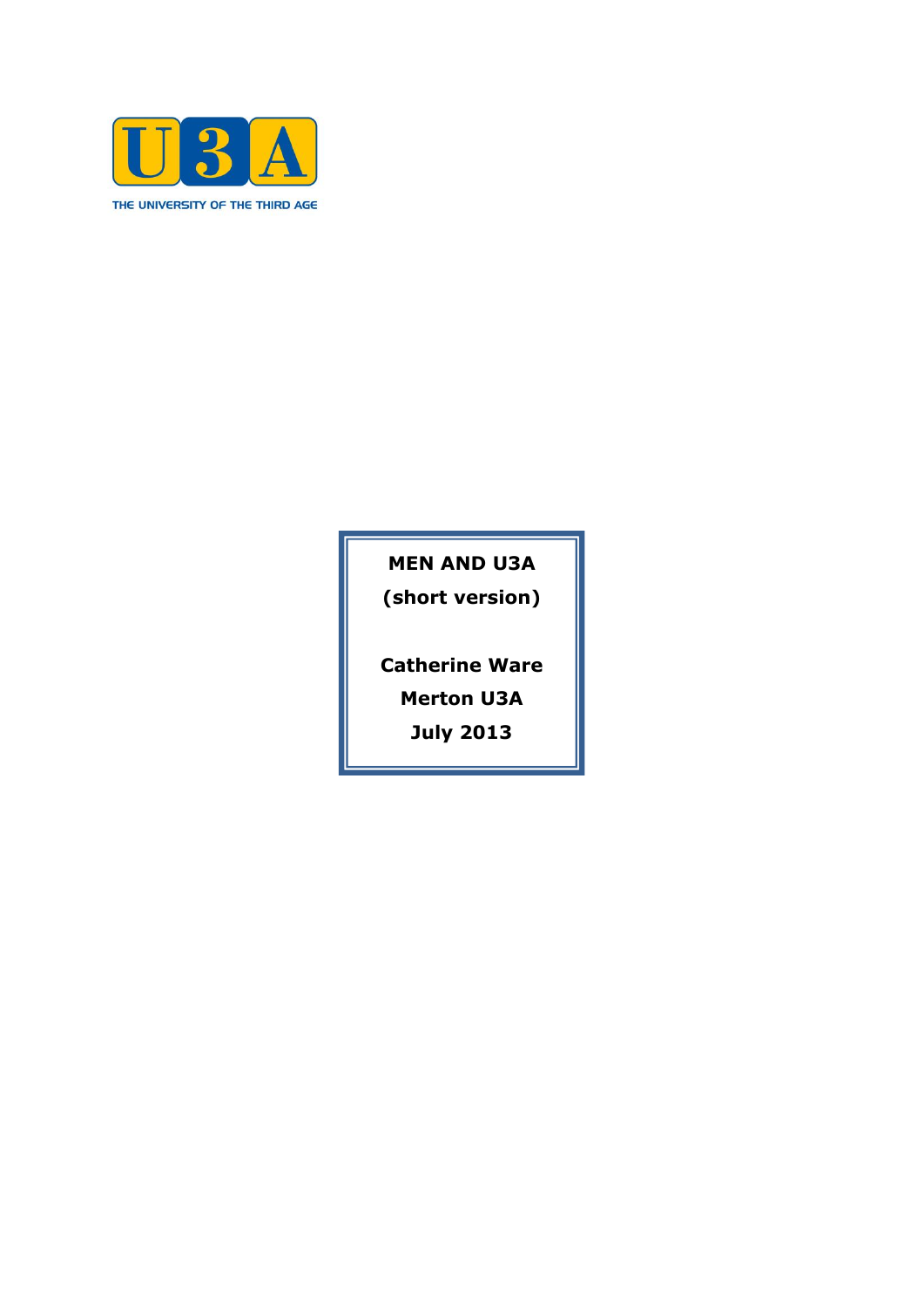U3A

THE UNIVERSITY OF THE THIRD AGE

# MEN AND U3A

**(short version)**

**Catherine Ware**

**Merton U3A**

**July 2013**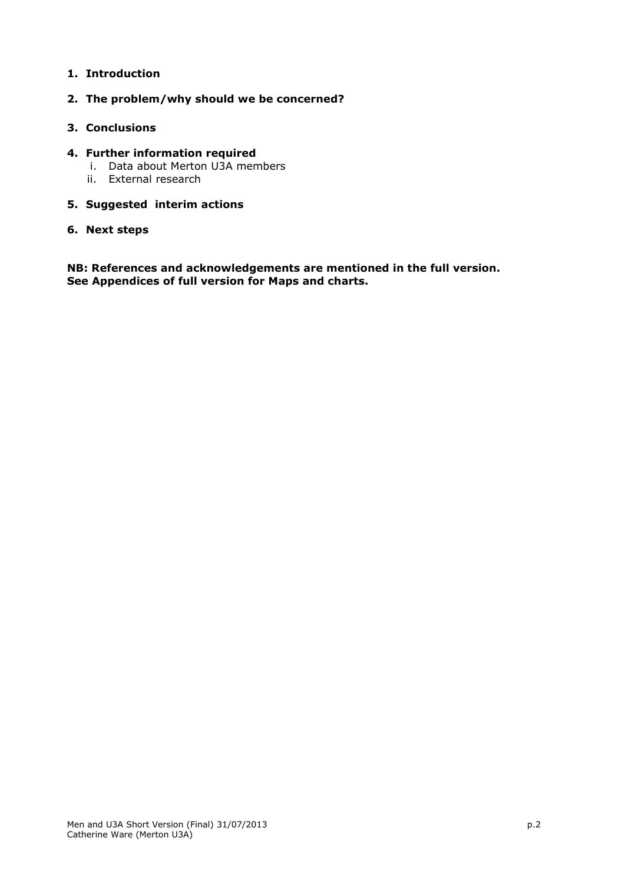1. **Introduction**

2. **The problem/why should we be concerned?**

3. **Conclusions**

4. **Further information required**
   i. Data about Merton U3A members
   ii. External research

5. **Suggested interim actions**

6. **Next steps**

**NB: References and acknowledgements are mentioned in the full version. See Appendices of full version for Maps and charts.**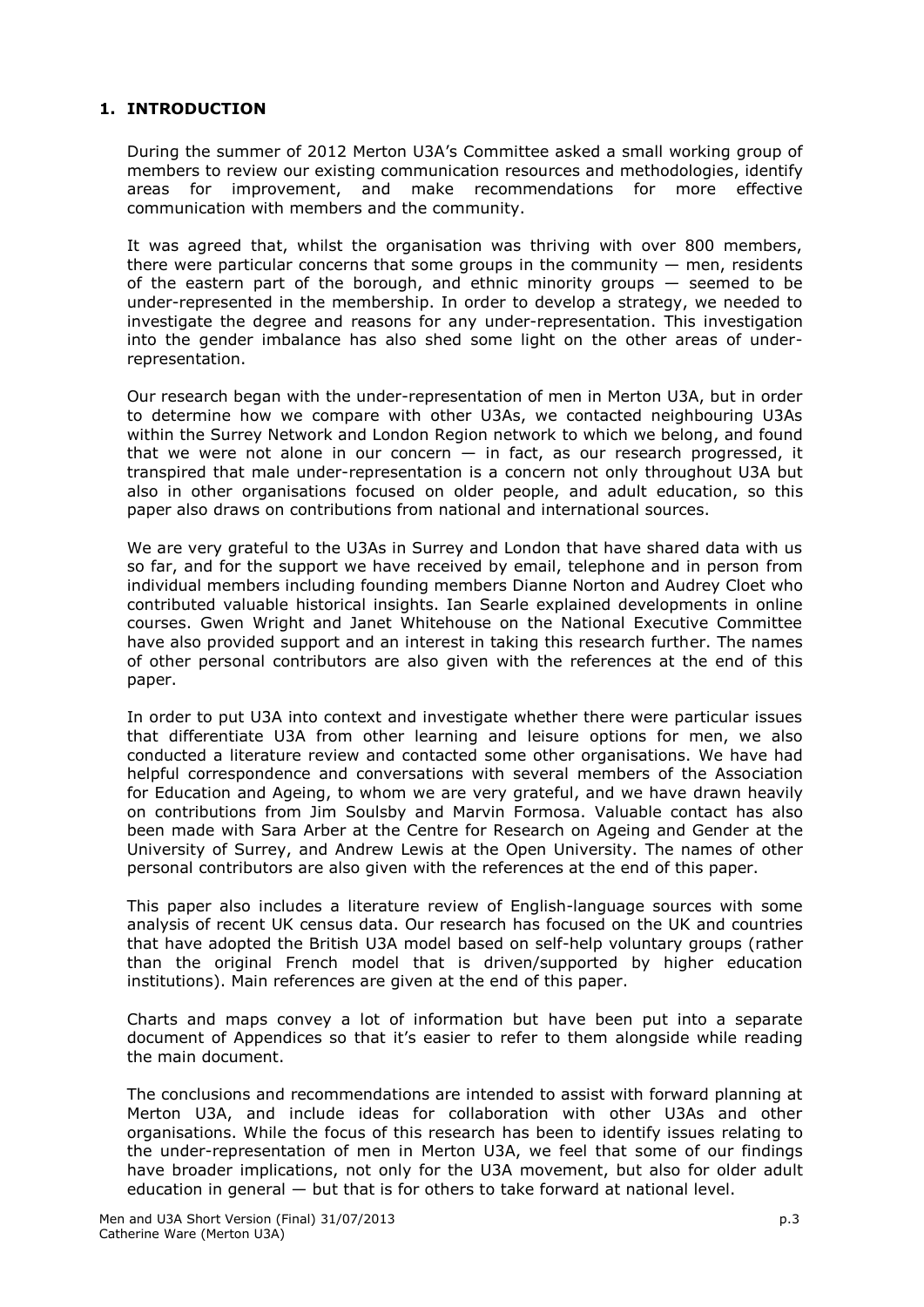## 1. INTRODUCTION

During the summer of 2012 Merton U3A's Committee asked a small working group of members to review our existing communication resources and methodologies, identify areas for improvement, and make recommendations for more effective communication with members and the community.

It was agreed that, whilst the organisation was thriving with over 800 members, there were particular concerns that some groups in the community — men, residents of the eastern part of the borough, and ethnic minority groups — seemed to be under-represented in the membership. In order to develop a strategy, we needed to investigate the degree and reasons for any under-representation. This investigation into the gender imbalance has also shed some light on the other areas of under-representation.

Our research began with the under-representation of men in Merton U3A, but in order to determine how we compare with other U3As, we contacted neighbouring U3As within the Surrey Network and London Region network to which we belong, and found that we were not alone in our concern — in fact, as our research progressed, it transpired that male under-representation is a concern not only throughout U3A but also in other organisations focused on older people, and adult education, so this paper also draws on contributions from national and international sources.

We are very grateful to the U3As in Surrey and London that have shared data with us so far, and for the support we have received by email, telephone and in person from individual members including founding members Dianne Norton and Audrey Cloet who contributed valuable historical insights. Ian Searle explained developments in online courses. Gwen Wright and Janet Whitehouse on the National Executive Committee have also provided support and an interest in taking this research further. The names of other personal contributors are also given with the references at the end of this paper.

In order to put U3A into context and investigate whether there were particular issues that differentiate U3A from other learning and leisure options for men, we also conducted a literature review and contacted some other organisations. We have had helpful correspondence and conversations with several members of the Association for Education and Ageing, to whom we are very grateful, and we have drawn heavily on contributions from Jim Soulsby and Marvin Formosa. Valuable contact has also been made with Sara Arber at the Centre for Research on Ageing and Gender at the University of Surrey, and Andrew Lewis at the Open University. The names of other personal contributors are also given with the references at the end of this paper.

This paper also includes a literature review of English-language sources with some analysis of recent UK census data. Our research has focused on the UK and countries that have adopted the British U3A model based on self-help voluntary groups (rather than the original French model that is driven/supported by higher education institutions). Main references are given at the end of this paper.

Charts and maps convey a lot of information but have been put into a separate document of Appendices so that it's easier to refer to them alongside while reading the main document.

The conclusions and recommendations are intended to assist with forward planning at Merton U3A, and include ideas for collaboration with other U3As and other organisations. While the focus of this research has been to identify issues relating to the under-representation of men in Merton U3A, we feel that some of our findings have broader implications, not only for the U3A movement, but also for older adult education in general — but that is for others to take forward at national level.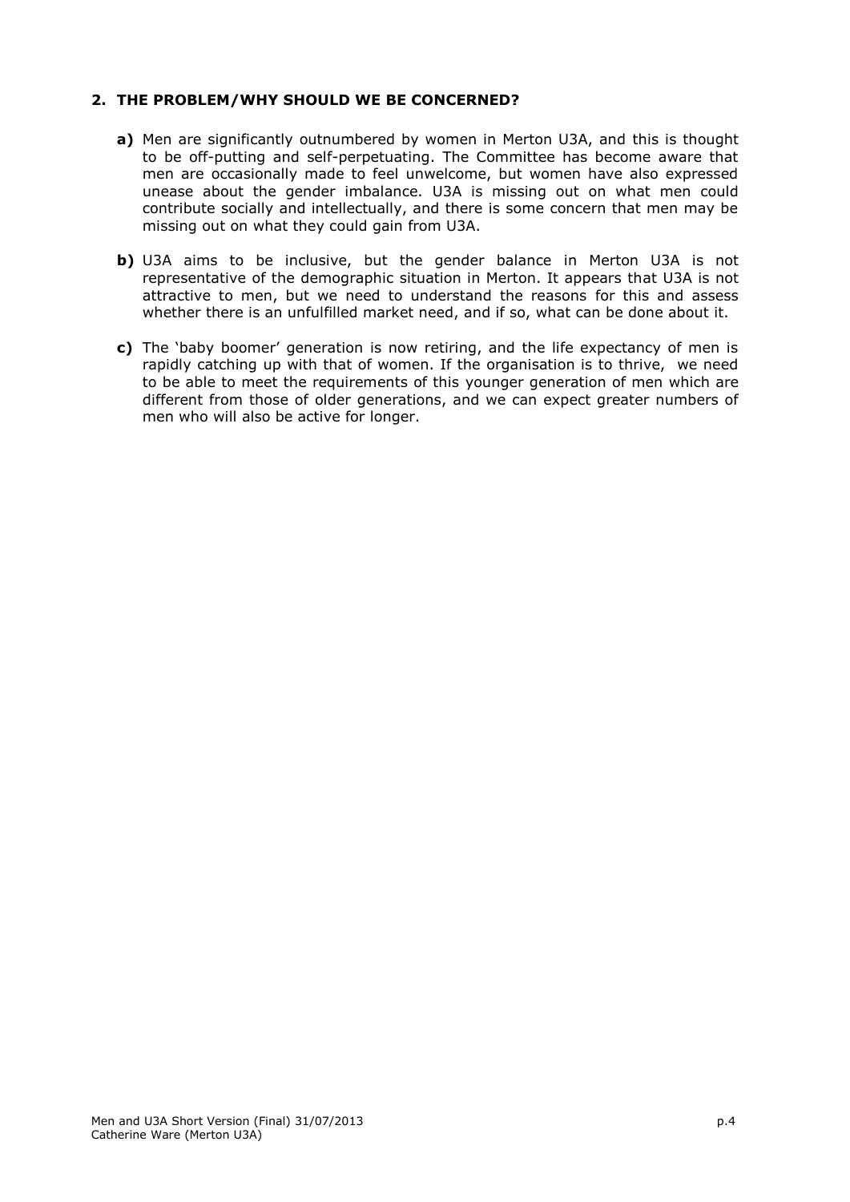## 2. THE PROBLEM/WHY SHOULD WE BE CONCERNED?

**a)** Men are significantly outnumbered by women in Merton U3A, and this is thought to be off-putting and self-perpetuating. The Committee has become aware that men are occasionally made to feel unwelcome, but women have also expressed unease about the gender imbalance. U3A is missing out on what men could contribute socially and intellectually, and there is some concern that men may be missing out on what they could gain from U3A.

**b)** U3A aims to be inclusive, but the gender balance in Merton U3A is not representative of the demographic situation in Merton. It appears that U3A is not attractive to men, but we need to understand the reasons for this and assess whether there is an unfulfilled market need, and if so, what can be done about it.

**c)** The 'baby boomer' generation is now retiring, and the life expectancy of men is rapidly catching up with that of women. If the organisation is to thrive, we need to be able to meet the requirements of this younger generation of men which are different from those of older generations, and we can expect greater numbers of men who will also be active for longer.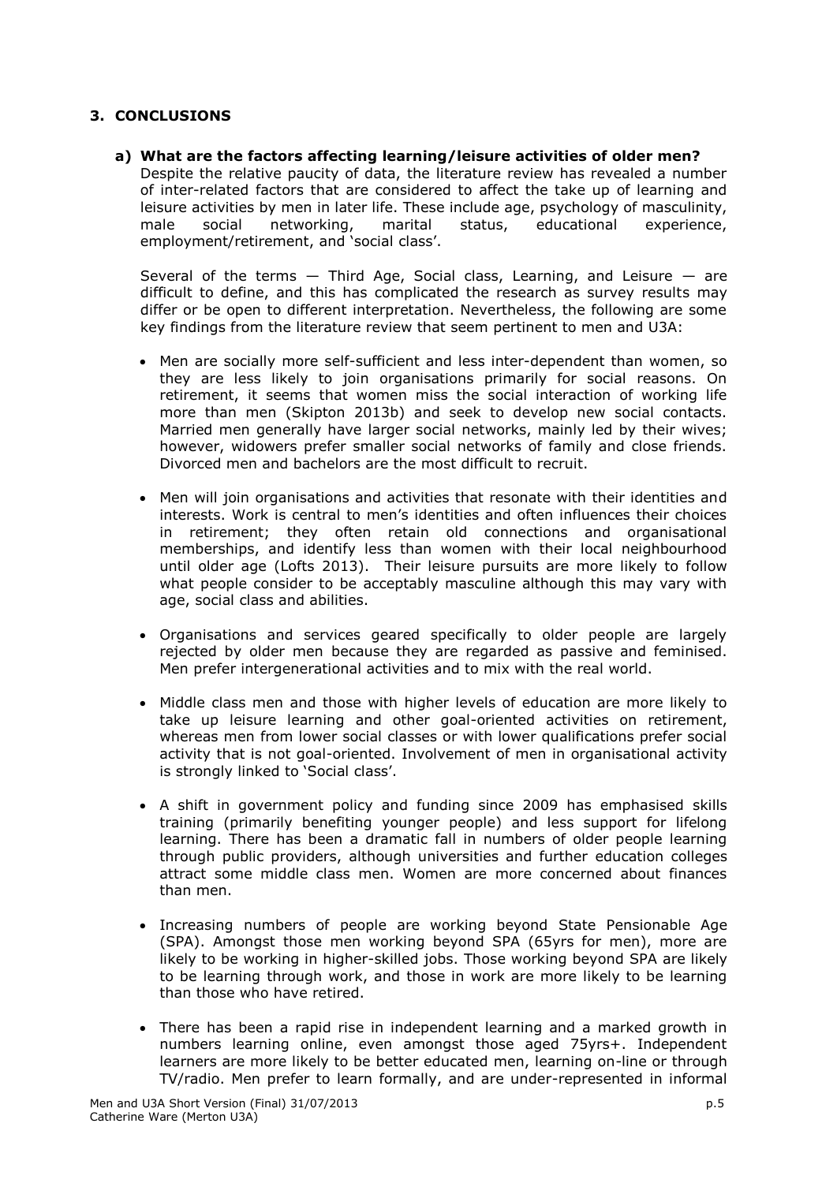## 3. CONCLUSIONS

### a) What are the factors affecting learning/leisure activities of older men?

Despite the relative paucity of data, the literature review has revealed a number of inter-related factors that are considered to affect the take up of learning and leisure activities by men in later life. These include age, psychology of masculinity, male social networking, marital status, educational experience, employment/retirement, and 'social class'.

Several of the terms — Third Age, Social class, Learning, and Leisure — are difficult to define, and this has complicated the research as survey results may differ or be open to different interpretation. Nevertheless, the following are some key findings from the literature review that seem pertinent to men and U3A:

- Men are socially more self-sufficient and less inter-dependent than women, so they are less likely to join organisations primarily for social reasons. On retirement, it seems that women miss the social interaction of working life more than men (Skipton 2013b) and seek to develop new social contacts. Married men generally have larger social networks, mainly led by their wives; however, widowers prefer smaller social networks of family and close friends. Divorced men and bachelors are the most difficult to recruit.

- Men will join organisations and activities that resonate with their identities and interests. Work is central to men's identities and often influences their choices in retirement; they often retain old connections and organisational memberships, and identify less than women with their local neighbourhood until older age (Lofts 2013). Their leisure pursuits are more likely to follow what people consider to be acceptably masculine although this may vary with age, social class and abilities.

- Organisations and services geared specifically to older people are largely rejected by older men because they are regarded as passive and feminised. Men prefer intergenerational activities and to mix with the real world.

- Middle class men and those with higher levels of education are more likely to take up leisure learning and other goal-oriented activities on retirement, whereas men from lower social classes or with lower qualifications prefer social activity that is not goal-oriented. Involvement of men in organisational activity is strongly linked to 'Social class'.

- A shift in government policy and funding since 2009 has emphasised skills training (primarily benefiting younger people) and less support for lifelong learning. There has been a dramatic fall in numbers of older people learning through public providers, although universities and further education colleges attract some middle class men. Women are more concerned about finances than men.

- Increasing numbers of people are working beyond State Pensionable Age (SPA). Amongst those men working beyond SPA (65yrs for men), more are likely to be working in higher-skilled jobs. Those working beyond SPA are likely to be learning through work, and those in work are more likely to be learning than those who have retired.

- There has been a rapid rise in independent learning and a marked growth in numbers learning online, even amongst those aged 75yrs+. Independent learners are more likely to be better educated men, learning on-line or through TV/radio. Men prefer to learn formally, and are under-represented in informal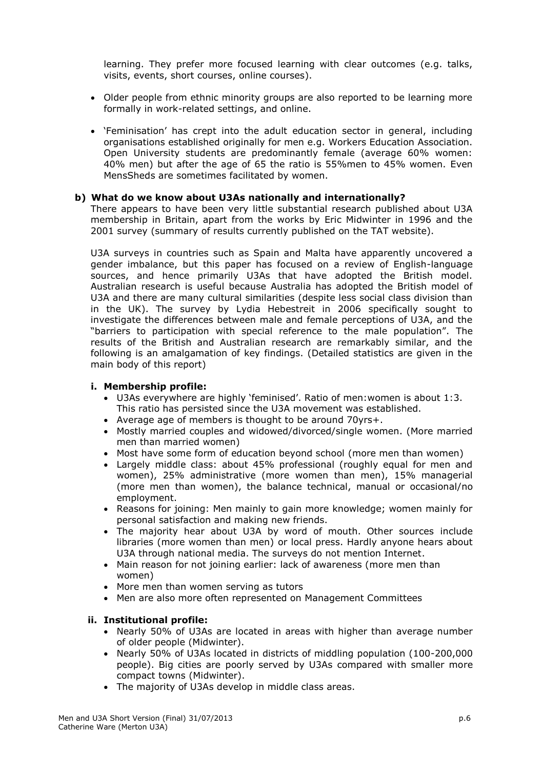learning. They prefer more focused learning with clear outcomes (e.g. talks, visits, events, short courses, online courses).

- Older people from ethnic minority groups are also reported to be learning more formally in work-related settings, and online.
- 'Feminisation' has crept into the adult education sector in general, including organisations established originally for men e.g. Workers Education Association. Open University students are predominantly female (average 60% women: 40% men) but after the age of 65 the ratio is 55%men to 45% women. Even MensSheds are sometimes facilitated by women.

### b) What do we know about U3As nationally and internationally?

There appears to have been very little substantial research published about U3A membership in Britain, apart from the works by Eric Midwinter in 1996 and the 2001 survey (summary of results currently published on the TAT website).

U3A surveys in countries such as Spain and Malta have apparently uncovered a gender imbalance, but this paper has focused on a review of English-language sources, and hence primarily U3As that have adopted the British model. Australian research is useful because Australia has adopted the British model of U3A and there are many cultural similarities (despite less social class division than in the UK). The survey by Lydia Hebestreit in 2006 specifically sought to investigate the differences between male and female perceptions of U3A, and the "barriers to participation with special reference to the male population". The results of the British and Australian research are remarkably similar, and the following is an amalgamation of key findings. (Detailed statistics are given in the main body of this report)

#### i. Membership profile:

- U3As everywhere are highly 'feminised'. Ratio of men:women is about 1:3. This ratio has persisted since the U3A movement was established.
- Average age of members is thought to be around 70yrs+.
- Mostly married couples and widowed/divorced/single women. (More married men than married women)
- Most have some form of education beyond school (more men than women)
- Largely middle class: about 45% professional (roughly equal for men and women), 25% administrative (more women than men), 15% managerial (more men than women), the balance technical, manual or occasional/no employment.
- Reasons for joining: Men mainly to gain more knowledge; women mainly for personal satisfaction and making new friends.
- The majority hear about U3A by word of mouth. Other sources include libraries (more women than men) or local press. Hardly anyone hears about U3A through national media. The surveys do not mention Internet.
- Main reason for not joining earlier: lack of awareness (more men than women)
- More men than women serving as tutors
- Men are also more often represented on Management Committees

#### ii. Institutional profile:

- Nearly 50% of U3As are located in areas with higher than average number of older people (Midwinter).
- Nearly 50% of U3As located in districts of middling population (100-200,000 people). Big cities are poorly served by U3As compared with smaller more compact towns (Midwinter).
- The majority of U3As develop in middle class areas.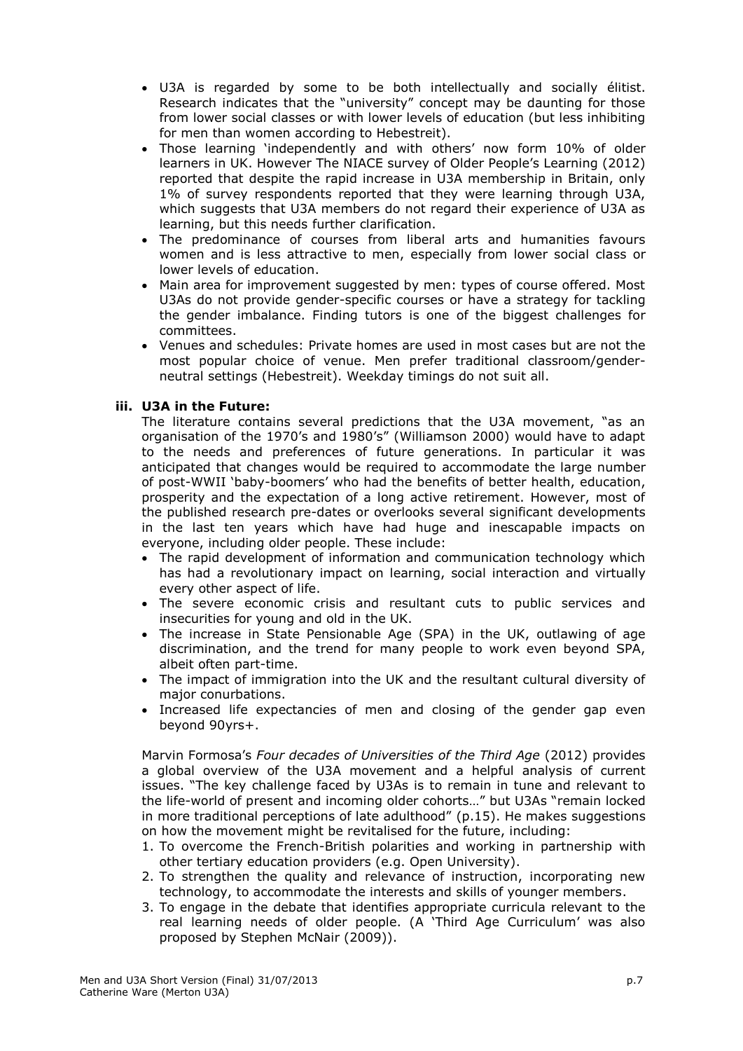- U3A is regarded by some to be both intellectually and socially élitist. Research indicates that the "university" concept may be daunting for those from lower social classes or with lower levels of education (but less inhibiting for men than women according to Hebestreit).
- Those learning 'independently and with others' now form 10% of older learners in UK. However The NIACE survey of Older People's Learning (2012) reported that despite the rapid increase in U3A membership in Britain, only 1% of survey respondents reported that they were learning through U3A, which suggests that U3A members do not regard their experience of U3A as learning, but this needs further clarification.
- The predominance of courses from liberal arts and humanities favours women and is less attractive to men, especially from lower social class or lower levels of education.
- Main area for improvement suggested by men: types of course offered. Most U3As do not provide gender-specific courses or have a strategy for tackling the gender imbalance. Finding tutors is one of the biggest challenges for committees.
- Venues and schedules: Private homes are used in most cases but are not the most popular choice of venue. Men prefer traditional classroom/gender-neutral settings (Hebestreit). Weekday timings do not suit all.

### iii. U3A in the Future:

The literature contains several predictions that the U3A movement, "as an organisation of the 1970's and 1980's" (Williamson 2000) would have to adapt to the needs and preferences of future generations. In particular it was anticipated that changes would be required to accommodate the large number of post-WWII 'baby-boomers' who had the benefits of better health, education, prosperity and the expectation of a long active retirement. However, most of the published research pre-dates or overlooks several significant developments in the last ten years which have had huge and inescapable impacts on everyone, including older people. These include:

- The rapid development of information and communication technology which has had a revolutionary impact on learning, social interaction and virtually every other aspect of life.
- The severe economic crisis and resultant cuts to public services and insecurities for young and old in the UK.
- The increase in State Pensionable Age (SPA) in the UK, outlawing of age discrimination, and the trend for many people to work even beyond SPA, albeit often part-time.
- The impact of immigration into the UK and the resultant cultural diversity of major conurbations.
- Increased life expectancies of men and closing of the gender gap even beyond 90yrs+.

Marvin Formosa's *Four decades of Universities of the Third Age* (2012) provides a global overview of the U3A movement and a helpful analysis of current issues. "The key challenge faced by U3As is to remain in tune and relevant to the life-world of present and incoming older cohorts…" but U3As "remain locked in more traditional perceptions of late adulthood" (p.15). He makes suggestions on how the movement might be revitalised for the future, including:

1. To overcome the French-British polarities and working in partnership with other tertiary education providers (e.g. Open University).
2. To strengthen the quality and relevance of instruction, incorporating new technology, to accommodate the interests and skills of younger members.
3. To engage in the debate that identifies appropriate curricula relevant to the real learning needs of older people. (A 'Third Age Curriculum' was also proposed by Stephen McNair (2009)).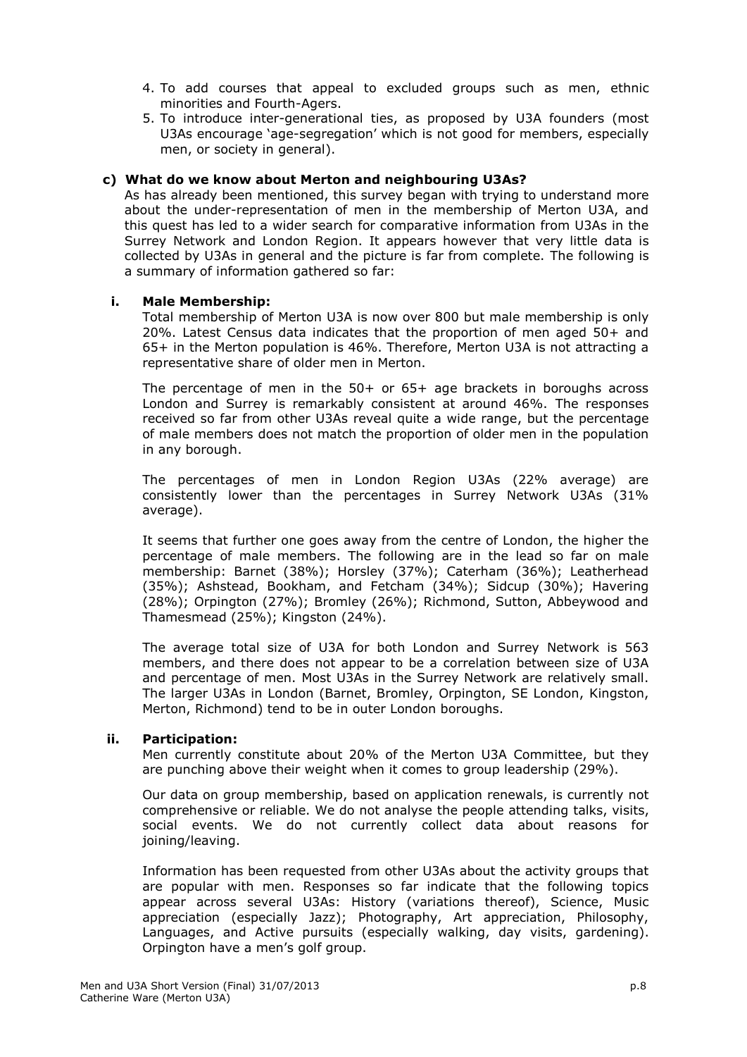4. To add courses that appeal to excluded groups such as men, ethnic minorities and Fourth-Agers.
5. To introduce inter-generational ties, as proposed by U3A founders (most U3As encourage 'age-segregation' which is not good for members, especially men, or society in general).

**c) What do we know about Merton and neighbouring U3As?**

As has already been mentioned, this survey began with trying to understand more about the under-representation of men in the membership of Merton U3A, and this quest has led to a wider search for comparative information from U3As in the Surrey Network and London Region. It appears however that very little data is collected by U3As in general and the picture is far from complete. The following is a summary of information gathered so far:

**i. Male Membership:**

Total membership of Merton U3A is now over 800 but male membership is only 20%. Latest Census data indicates that the proportion of men aged 50+ and 65+ in the Merton population is 46%. Therefore, Merton U3A is not attracting a representative share of older men in Merton.

The percentage of men in the 50+ or 65+ age brackets in boroughs across London and Surrey is remarkably consistent at around 46%. The responses received so far from other U3As reveal quite a wide range, but the percentage of male members does not match the proportion of older men in the population in any borough.

The percentages of men in London Region U3As (22% average) are consistently lower than the percentages in Surrey Network U3As (31% average).

It seems that further one goes away from the centre of London, the higher the percentage of male members. The following are in the lead so far on male membership: Barnet (38%); Horsley (37%); Caterham (36%); Leatherhead (35%); Ashstead, Bookham, and Fetcham (34%); Sidcup (30%); Havering (28%); Orpington (27%); Bromley (26%); Richmond, Sutton, Abbeywood and Thamesmead (25%); Kingston (24%).

The average total size of U3A for both London and Surrey Network is 563 members, and there does not appear to be a correlation between size of U3A and percentage of men. Most U3As in the Surrey Network are relatively small. The larger U3As in London (Barnet, Bromley, Orpington, SE London, Kingston, Merton, Richmond) tend to be in outer London boroughs.

**ii. Participation:**

Men currently constitute about 20% of the Merton U3A Committee, but they are punching above their weight when it comes to group leadership (29%).

Our data on group membership, based on application renewals, is currently not comprehensive or reliable. We do not analyse the people attending talks, visits, social events. We do not currently collect data about reasons for joining/leaving.

Information has been requested from other U3As about the activity groups that are popular with men. Responses so far indicate that the following topics appear across several U3As: History (variations thereof), Science, Music appreciation (especially Jazz); Photography, Art appreciation, Philosophy, Languages, and Active pursuits (especially walking, day visits, gardening). Orpington have a men's golf group.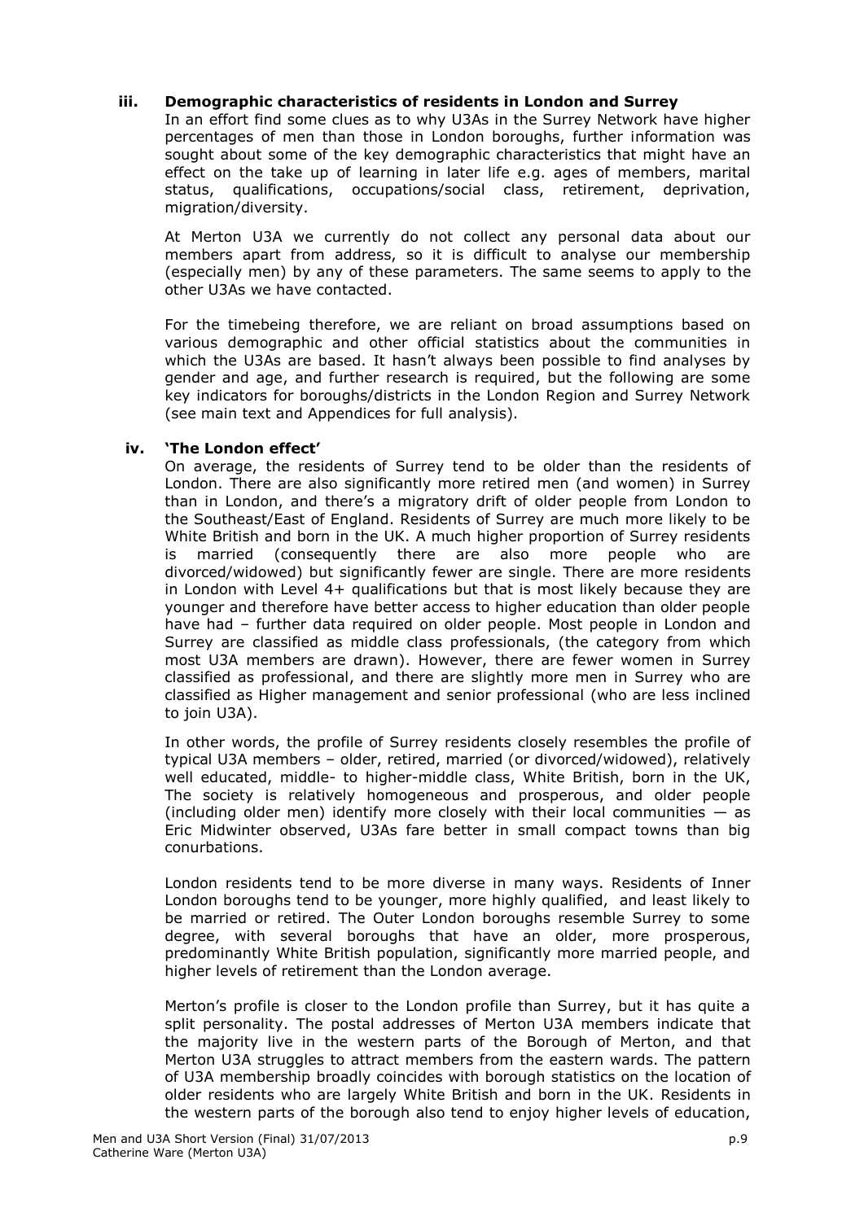### iii. Demographic characteristics of residents in London and Surrey

In an effort find some clues as to why U3As in the Surrey Network have higher percentages of men than those in London boroughs, further information was sought about some of the key demographic characteristics that might have an effect on the take up of learning in later life e.g. ages of members, marital status, qualifications, occupations/social class, retirement, deprivation, migration/diversity.

At Merton U3A we currently do not collect any personal data about our members apart from address, so it is difficult to analyse our membership (especially men) by any of these parameters. The same seems to apply to the other U3As we have contacted.

For the timebeing therefore, we are reliant on broad assumptions based on various demographic and other official statistics about the communities in which the U3As are based. It hasn't always been possible to find analyses by gender and age, and further research is required, but the following are some key indicators for boroughs/districts in the London Region and Surrey Network (see main text and Appendices for full analysis).

### iv. 'The London effect'

On average, the residents of Surrey tend to be older than the residents of London. There are also significantly more retired men (and women) in Surrey than in London, and there's a migratory drift of older people from London to the Southeast/East of England. Residents of Surrey are much more likely to be White British and born in the UK. A much higher proportion of Surrey residents is married (consequently there are also more people who are divorced/widowed) but significantly fewer are single. There are more residents in London with Level 4+ qualifications but that is most likely because they are younger and therefore have better access to higher education than older people have had – further data required on older people. Most people in London and Surrey are classified as middle class professionals, (the category from which most U3A members are drawn). However, there are fewer women in Surrey classified as professional, and there are slightly more men in Surrey who are classified as Higher management and senior professional (who are less inclined to join U3A).

In other words, the profile of Surrey residents closely resembles the profile of typical U3A members – older, retired, married (or divorced/widowed), relatively well educated, middle- to higher-middle class, White British, born in the UK, The society is relatively homogeneous and prosperous, and older people (including older men) identify more closely with their local communities — as Eric Midwinter observed, U3As fare better in small compact towns than big conurbations.

London residents tend to be more diverse in many ways. Residents of Inner London boroughs tend to be younger, more highly qualified, and least likely to be married or retired. The Outer London boroughs resemble Surrey to some degree, with several boroughs that have an older, more prosperous, predominantly White British population, significantly more married people, and higher levels of retirement than the London average.

Merton's profile is closer to the London profile than Surrey, but it has quite a split personality. The postal addresses of Merton U3A members indicate that the majority live in the western parts of the Borough of Merton, and that Merton U3A struggles to attract members from the eastern wards. The pattern of U3A membership broadly coincides with borough statistics on the location of older residents who are largely White British and born in the UK. Residents in the western parts of the borough also tend to enjoy higher levels of education,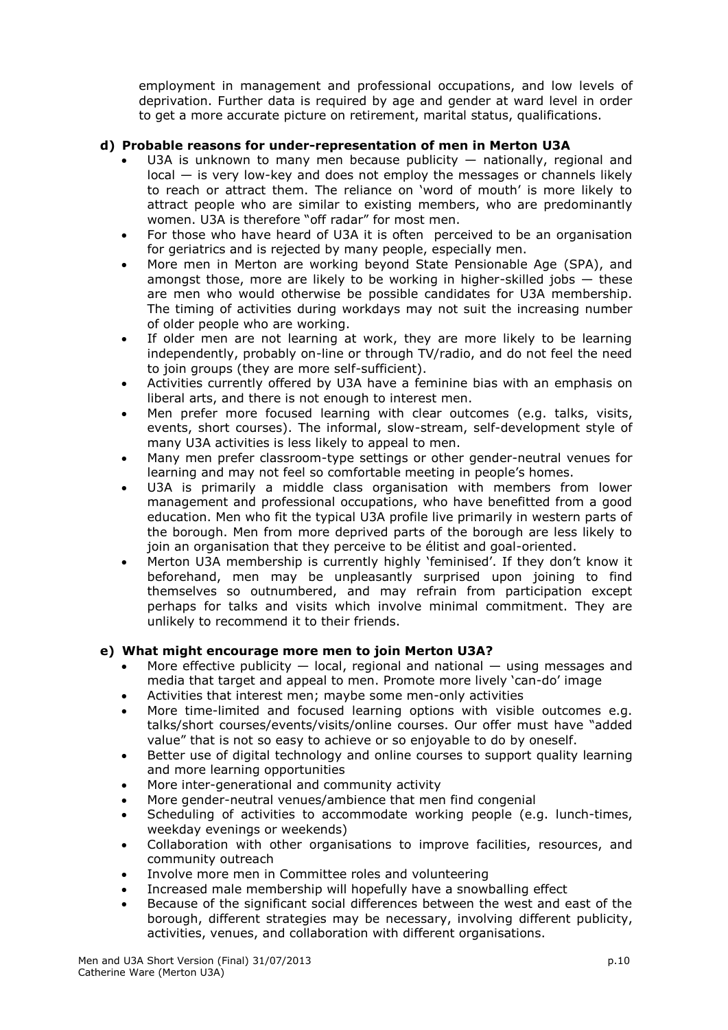employment in management and professional occupations, and low levels of deprivation. Further data is required by age and gender at ward level in order to get a more accurate picture on retirement, marital status, qualifications.

**d) Probable reasons for under-representation of men in Merton U3A**

- U3A is unknown to many men because publicity — nationally, regional and local — is very low-key and does not employ the messages or channels likely to reach or attract them. The reliance on 'word of mouth' is more likely to attract people who are similar to existing members, who are predominantly women. U3A is therefore "off radar" for most men.
- For those who have heard of U3A it is often perceived to be an organisation for geriatrics and is rejected by many people, especially men.
- More men in Merton are working beyond State Pensionable Age (SPA), and amongst those, more are likely to be working in higher-skilled jobs — these are men who would otherwise be possible candidates for U3A membership. The timing of activities during workdays may not suit the increasing number of older people who are working.
- If older men are not learning at work, they are more likely to be learning independently, probably on-line or through TV/radio, and do not feel the need to join groups (they are more self-sufficient).
- Activities currently offered by U3A have a feminine bias with an emphasis on liberal arts, and there is not enough to interest men.
- Men prefer more focused learning with clear outcomes (e.g. talks, visits, events, short courses). The informal, slow-stream, self-development style of many U3A activities is less likely to appeal to men.
- Many men prefer classroom-type settings or other gender-neutral venues for learning and may not feel so comfortable meeting in people's homes.
- U3A is primarily a middle class organisation with members from lower management and professional occupations, who have benefitted from a good education. Men who fit the typical U3A profile live primarily in western parts of the borough. Men from more deprived parts of the borough are less likely to join an organisation that they perceive to be élitist and goal-oriented.
- Merton U3A membership is currently highly 'feminised'. If they don't know it beforehand, men may be unpleasantly surprised upon joining to find themselves so outnumbered, and may refrain from participation except perhaps for talks and visits which involve minimal commitment. They are unlikely to recommend it to their friends.

**e) What might encourage more men to join Merton U3A?**

- More effective publicity — local, regional and national — using messages and media that target and appeal to men. Promote more lively 'can-do' image
- Activities that interest men; maybe some men-only activities
- More time-limited and focused learning options with visible outcomes e.g. talks/short courses/events/visits/online courses. Our offer must have "added value" that is not so easy to achieve or so enjoyable to do by oneself.
- Better use of digital technology and online courses to support quality learning and more learning opportunities
- More inter-generational and community activity
- More gender-neutral venues/ambience that men find congenial
- Scheduling of activities to accommodate working people (e.g. lunch-times, weekday evenings or weekends)
- Collaboration with other organisations to improve facilities, resources, and community outreach
- Involve more men in Committee roles and volunteering
- Increased male membership will hopefully have a snowballing effect
- Because of the significant social differences between the west and east of the borough, different strategies may be necessary, involving different publicity, activities, venues, and collaboration with different organisations.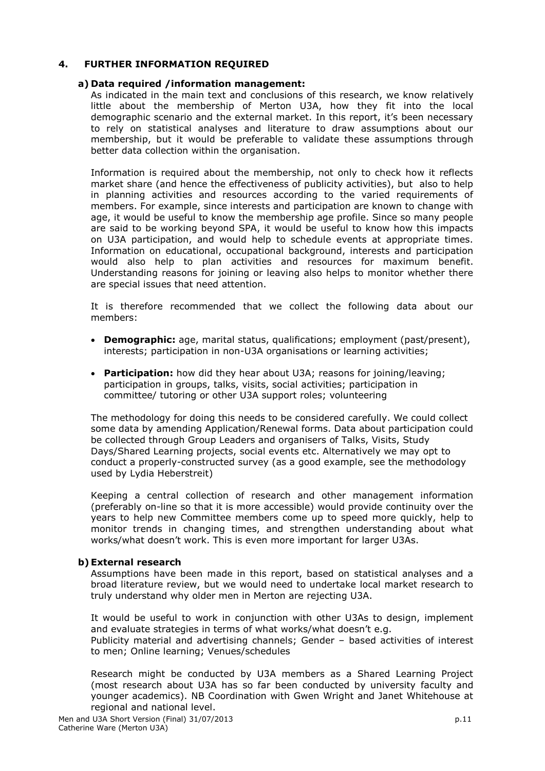## 4. FURTHER INFORMATION REQUIRED

### a) Data required /information management:

As indicated in the main text and conclusions of this research, we know relatively little about the membership of Merton U3A, how they fit into the local demographic scenario and the external market. In this report, it's been necessary to rely on statistical analyses and literature to draw assumptions about our membership, but it would be preferable to validate these assumptions through better data collection within the organisation.

Information is required about the membership, not only to check how it reflects market share (and hence the effectiveness of publicity activities), but also to help in planning activities and resources according to the varied requirements of members. For example, since interests and participation are known to change with age, it would be useful to know the membership age profile. Since so many people are said to be working beyond SPA, it would be useful to know how this impacts on U3A participation, and would help to schedule events at appropriate times. Information on educational, occupational background, interests and participation would also help to plan activities and resources for maximum benefit. Understanding reasons for joining or leaving also helps to monitor whether there are special issues that need attention.

It is therefore recommended that we collect the following data about our members:

- **Demographic:** age, marital status, qualifications; employment (past/present), interests; participation in non-U3A organisations or learning activities;
- **Participation:** how did they hear about U3A; reasons for joining/leaving; participation in groups, talks, visits, social activities; participation in committee/ tutoring or other U3A support roles; volunteering

The methodology for doing this needs to be considered carefully. We could collect some data by amending Application/Renewal forms. Data about participation could be collected through Group Leaders and organisers of Talks, Visits, Study Days/Shared Learning projects, social events etc. Alternatively we may opt to conduct a properly-constructed survey (as a good example, see the methodology used by Lydia Heberstreit)

Keeping a central collection of research and other management information (preferably on-line so that it is more accessible) would provide continuity over the years to help new Committee members come up to speed more quickly, help to monitor trends in changing times, and strengthen understanding about what works/what doesn't work. This is even more important for larger U3As.

### b) External research

Assumptions have been made in this report, based on statistical analyses and a broad literature review, but we would need to undertake local market research to truly understand why older men in Merton are rejecting U3A.

It would be useful to work in conjunction with other U3As to design, implement and evaluate strategies in terms of what works/what doesn't e.g.
Publicity material and advertising channels; Gender – based activities of interest to men; Online learning; Venues/schedules

Research might be conducted by U3A members as a Shared Learning Project (most research about U3A has so far been conducted by university faculty and younger academics). NB Coordination with Gwen Wright and Janet Whitehouse at regional and national level.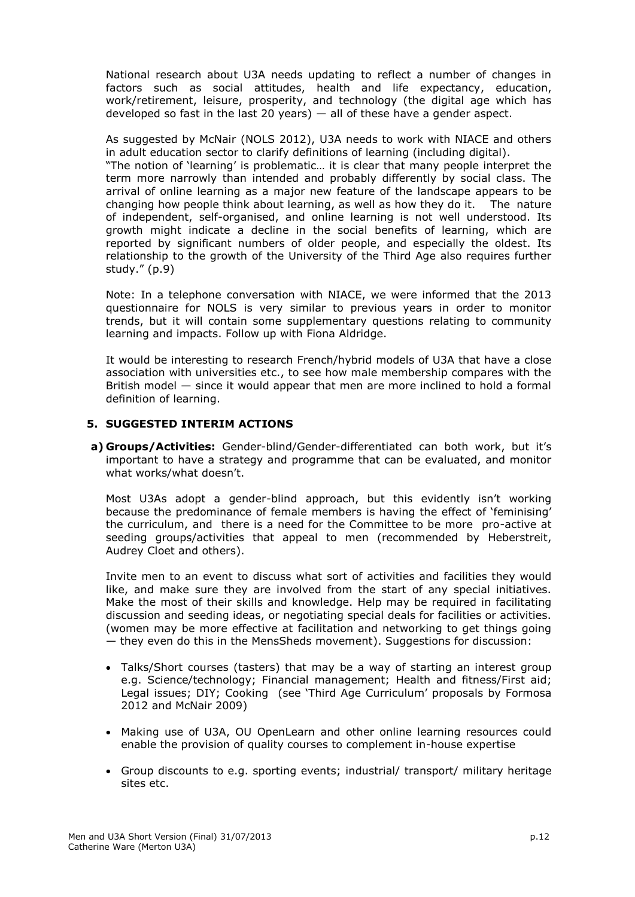National research about U3A needs updating to reflect a number of changes in factors such as social attitudes, health and life expectancy, education, work/retirement, leisure, prosperity, and technology (the digital age which has developed so fast in the last 20 years) — all of these have a gender aspect.

As suggested by McNair (NOLS 2012), U3A needs to work with NIACE and others in adult education sector to clarify definitions of learning (including digital).
"The notion of 'learning' is problematic… it is clear that many people interpret the term more narrowly than intended and probably differently by social class. The arrival of online learning as a major new feature of the landscape appears to be changing how people think about learning, as well as how they do it. The nature of independent, self-organised, and online learning is not well understood. Its growth might indicate a decline in the social benefits of learning, which are reported by significant numbers of older people, and especially the oldest. Its relationship to the growth of the University of the Third Age also requires further study." (p.9)

Note: In a telephone conversation with NIACE, we were informed that the 2013 questionnaire for NOLS is very similar to previous years in order to monitor trends, but it will contain some supplementary questions relating to community learning and impacts. Follow up with Fiona Aldridge.

It would be interesting to research French/hybrid models of U3A that have a close association with universities etc., to see how male membership compares with the British model — since it would appear that men are more inclined to hold a formal definition of learning.

## 5. SUGGESTED INTERIM ACTIONS

**a) Groups/Activities:** Gender-blind/Gender-differentiated can both work, but it's important to have a strategy and programme that can be evaluated, and monitor what works/what doesn't.

Most U3As adopt a gender-blind approach, but this evidently isn't working because the predominance of female members is having the effect of 'feminising' the curriculum, and there is a need for the Committee to be more pro-active at seeding groups/activities that appeal to men (recommended by Heberstreit, Audrey Cloet and others).

Invite men to an event to discuss what sort of activities and facilities they would like, and make sure they are involved from the start of any special initiatives. Make the most of their skills and knowledge. Help may be required in facilitating discussion and seeding ideas, or negotiating special deals for facilities or activities. (women may be more effective at facilitation and networking to get things going — they even do this in the MensSheds movement). Suggestions for discussion:

- Talks/Short courses (tasters) that may be a way of starting an interest group e.g. Science/technology; Financial management; Health and fitness/First aid; Legal issues; DIY; Cooking (see 'Third Age Curriculum' proposals by Formosa 2012 and McNair 2009)
- Making use of U3A, OU OpenLearn and other online learning resources could enable the provision of quality courses to complement in-house expertise
- Group discounts to e.g. sporting events; industrial/ transport/ military heritage sites etc.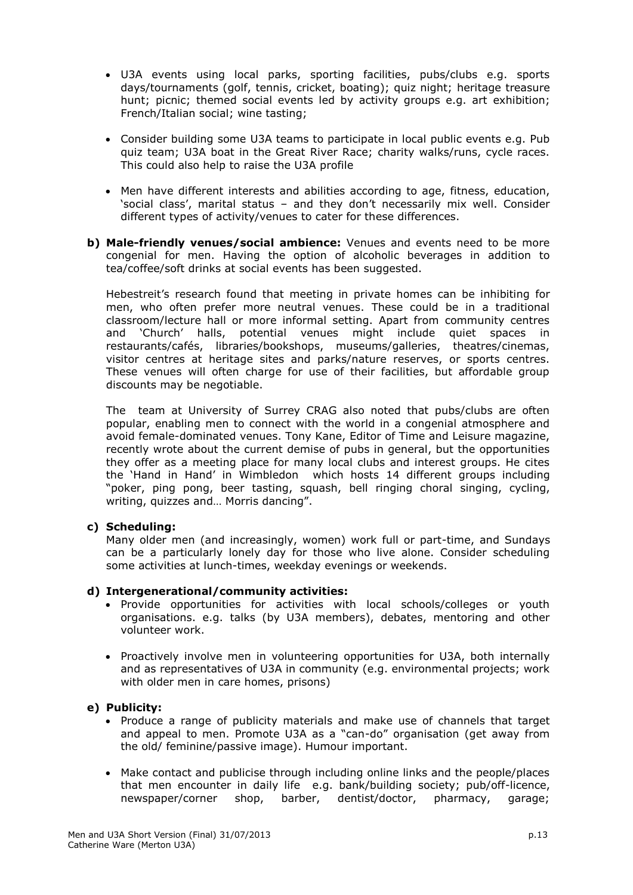- U3A events using local parks, sporting facilities, pubs/clubs e.g. sports days/tournaments (golf, tennis, cricket, boating); quiz night; heritage treasure hunt; picnic; themed social events led by activity groups e.g. art exhibition; French/Italian social; wine tasting;

- Consider building some U3A teams to participate in local public events e.g. Pub quiz team; U3A boat in the Great River Race; charity walks/runs, cycle races. This could also help to raise the U3A profile

- Men have different interests and abilities according to age, fitness, education, 'social class', marital status – and they don't necessarily mix well. Consider different types of activity/venues to cater for these differences.

**b) Male-friendly venues/social ambience:** Venues and events need to be more congenial for men. Having the option of alcoholic beverages in addition to tea/coffee/soft drinks at social events has been suggested.

Hebestreit's research found that meeting in private homes can be inhibiting for men, who often prefer more neutral venues. These could be in a traditional classroom/lecture hall or more informal setting. Apart from community centres and 'Church' halls, potential venues might include quiet spaces in restaurants/cafés, libraries/bookshops, museums/galleries, theatres/cinemas, visitor centres at heritage sites and parks/nature reserves, or sports centres. These venues will often charge for use of their facilities, but affordable group discounts may be negotiable.

The team at University of Surrey CRAG also noted that pubs/clubs are often popular, enabling men to connect with the world in a congenial atmosphere and avoid female-dominated venues. Tony Kane, Editor of Time and Leisure magazine, recently wrote about the current demise of pubs in general, but the opportunities they offer as a meeting place for many local clubs and interest groups. He cites the 'Hand in Hand' in Wimbledon which hosts 14 different groups including "poker, ping pong, beer tasting, squash, bell ringing choral singing, cycling, writing, quizzes and… Morris dancing".

**c) Scheduling:**

Many older men (and increasingly, women) work full or part-time, and Sundays can be a particularly lonely day for those who live alone. Consider scheduling some activities at lunch-times, weekday evenings or weekends.

**d) Intergenerational/community activities:**

- Provide opportunities for activities with local schools/colleges or youth organisations. e.g. talks (by U3A members), debates, mentoring and other volunteer work.

- Proactively involve men in volunteering opportunities for U3A, both internally and as representatives of U3A in community (e.g. environmental projects; work with older men in care homes, prisons)

**e) Publicity:**

- Produce a range of publicity materials and make use of channels that target and appeal to men. Promote U3A as a "can-do" organisation (get away from the old/ feminine/passive image). Humour important.

- Make contact and publicise through including online links and the people/places that men encounter in daily life e.g. bank/building society; pub/off-licence, newspaper/corner shop, barber, dentist/doctor, pharmacy, garage;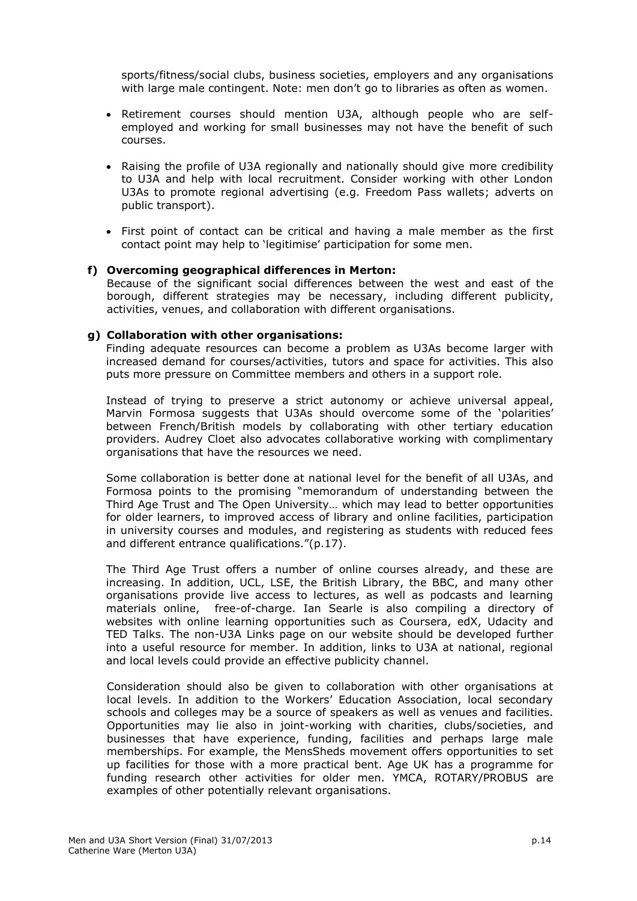sports/fitness/social clubs, business societies, employers and any organisations with large male contingent. Note: men don't go to libraries as often as women.

- Retirement courses should mention U3A, although people who are self-employed and working for small businesses may not have the benefit of such courses.
- Raising the profile of U3A regionally and nationally should give more credibility to U3A and help with local recruitment. Consider working with other London U3As to promote regional advertising (e.g. Freedom Pass wallets; adverts on public transport).
- First point of contact can be critical and having a male member as the first contact point may help to 'legitimise' participation for some men.

**f) Overcoming geographical differences in Merton:**

Because of the significant social differences between the west and east of the borough, different strategies may be necessary, including different publicity, activities, venues, and collaboration with different organisations.

**g) Collaboration with other organisations:**

Finding adequate resources can become a problem as U3As become larger with increased demand for courses/activities, tutors and space for activities. This also puts more pressure on Committee members and others in a support role.

Instead of trying to preserve a strict autonomy or achieve universal appeal, Marvin Formosa suggests that U3As should overcome some of the 'polarities' between French/British models by collaborating with other tertiary education providers. Audrey Cloet also advocates collaborative working with complimentary organisations that have the resources we need.

Some collaboration is better done at national level for the benefit of all U3As, and Formosa points to the promising "memorandum of understanding between the Third Age Trust and The Open University… which may lead to better opportunities for older learners, to improved access of library and online facilities, participation in university courses and modules, and registering as students with reduced fees and different entrance qualifications."(p.17).

The Third Age Trust offers a number of online courses already, and these are increasing. In addition, UCL, LSE, the British Library, the BBC, and many other organisations provide live access to lectures, as well as podcasts and learning materials online, free-of-charge. Ian Searle is also compiling a directory of websites with online learning opportunities such as Coursera, edX, Udacity and TED Talks. The non-U3A Links page on our website should be developed further into a useful resource for member. In addition, links to U3A at national, regional and local levels could provide an effective publicity channel.

Consideration should also be given to collaboration with other organisations at local levels. In addition to the Workers' Education Association, local secondary schools and colleges may be a source of speakers as well as venues and facilities. Opportunities may lie also in joint-working with charities, clubs/societies, and businesses that have experience, funding, facilities and perhaps large male memberships. For example, the MensSheds movement offers opportunities to set up facilities for those with a more practical bent. Age UK has a programme for funding research other activities for older men. YMCA, ROTARY/PROBUS are examples of other potentially relevant organisations.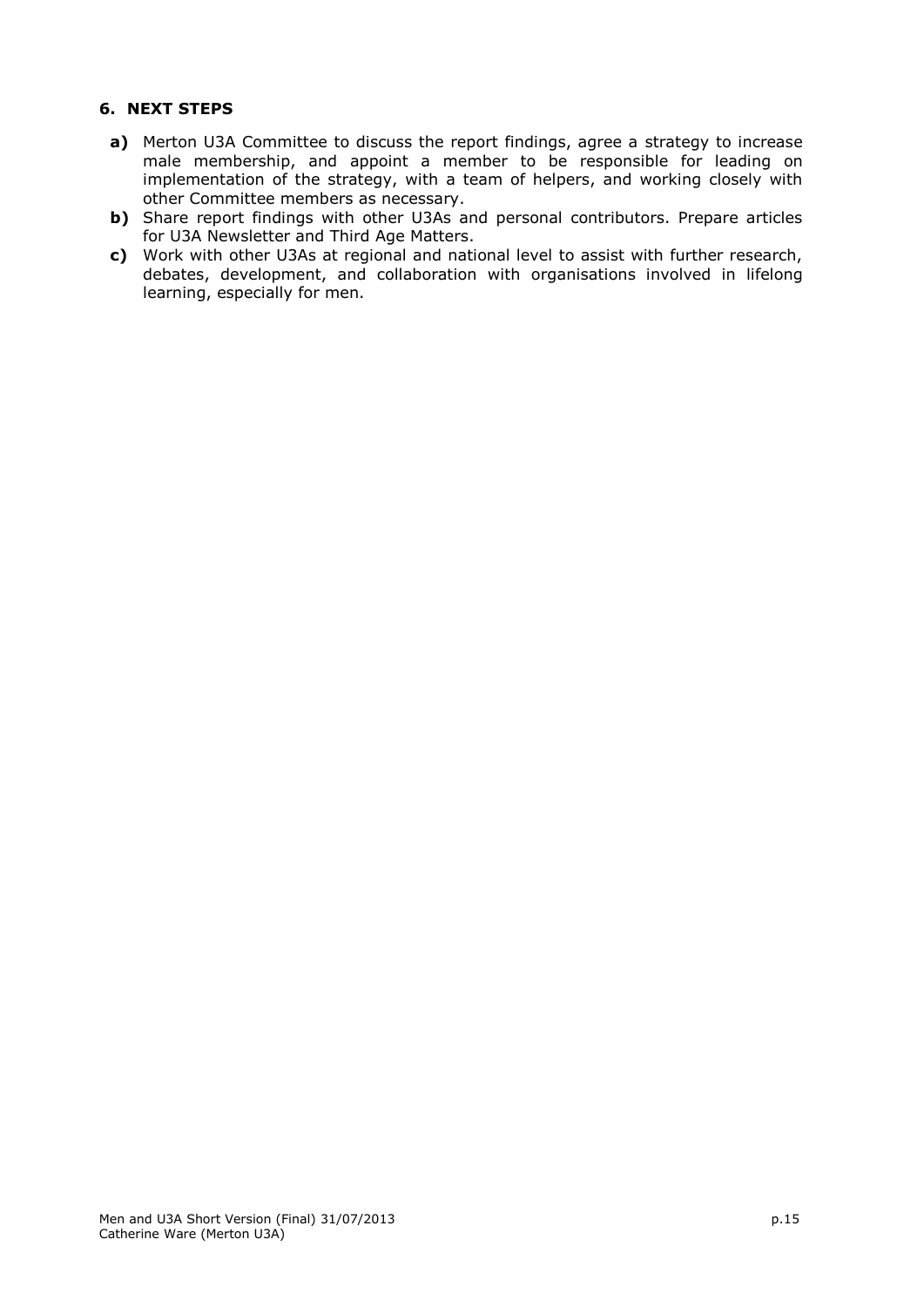### 6. NEXT STEPS

**a)** Merton U3A Committee to discuss the report findings, agree a strategy to increase male membership, and appoint a member to be responsible for leading on implementation of the strategy, with a team of helpers, and working closely with other Committee members as necessary.

**b)** Share report findings with other U3As and personal contributors. Prepare articles for U3A Newsletter and Third Age Matters.

**c)** Work with other U3As at regional and national level to assist with further research, debates, development, and collaboration with organisations involved in lifelong learning, especially for men.